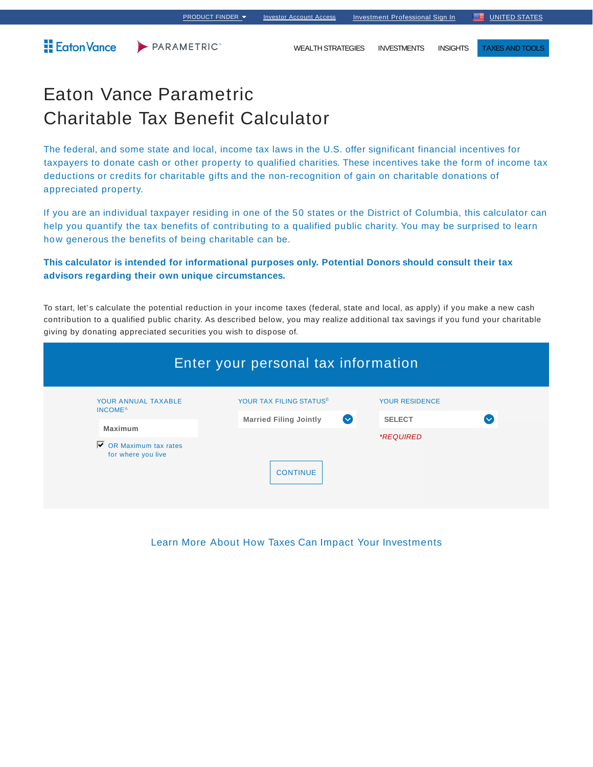PRODUCT FINDER | Investor Account Access | Investment Professional Sign In | UNITED STATES

Eaton Vance | PARAMETRIC™

WEALTH STRATEGIES | INVESTMENTS | INSIGHTS | TAXES AND TOOLS

# Eaton Vance Parametric Charitable Tax Benefit Calculator

The federal, and some state and local, income tax laws in the U.S. offer significant financial incentives for taxpayers to donate cash or other property to qualified charities. These incentives take the form of income tax deductions or credits for charitable gifts and the non-recognition of gain on charitable donations of appreciated property.

If you are an individual taxpayer residing in one of the 50 states or the District of Columbia, this calculator can help you quantify the tax benefits of contributing to a qualified public charity. You may be surprised to learn how generous the benefits of being charitable can be.

**This calculator is intended for informational purposes only. Potential Donors should consult their tax advisors regarding their own unique circumstances.**

To start, let's calculate the potential reduction in your income taxes (federal, state and local, as apply) if you make a new cash contribution to a qualified public charity. As described below, you may realize additional tax savings if you fund your charitable giving by donating appreciated securities you wish to dispose of.

## Enter your personal tax information

YOUR ANNUAL TAXABLE INCOME[A]: Maximum

- [x] OR Maximum tax rates for where you live

YOUR TAX FILING STATUS[B]: Married Filing Jointly

YOUR RESIDENCE: SELECT

*\*REQUIRED*

CONTINUE

Learn More About How Taxes Can Impact Your Investments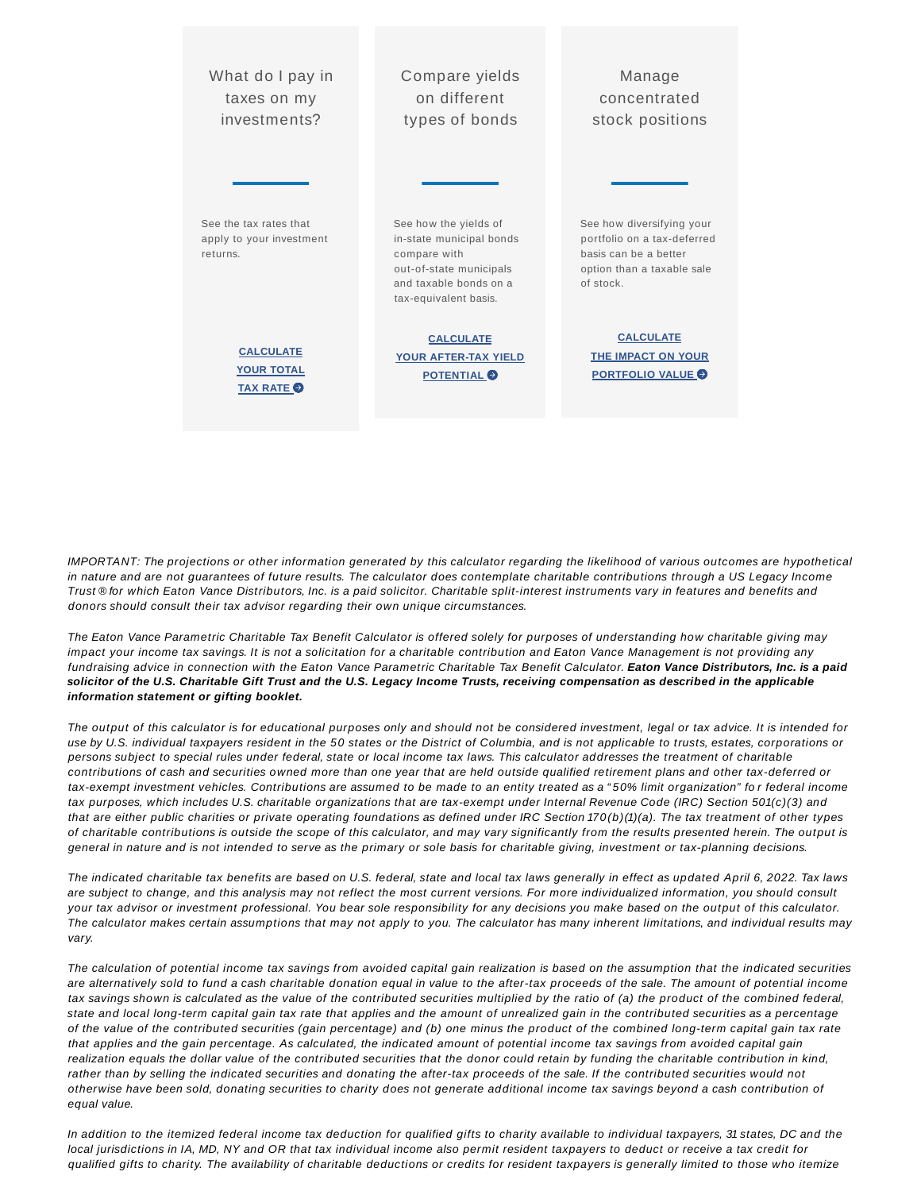### What do I pay in taxes on my investments?

See the tax rates that apply to your investment returns.

**CALCULATE YOUR TOTAL TAX RATE**

### Compare yields on different types of bonds

See how the yields of in-state municipal bonds compare with out-of-state municipals and taxable bonds on a tax-equivalent basis.

**CALCULATE YOUR AFTER-TAX YIELD POTENTIAL**

### Manage concentrated stock positions

See how diversifying your portfolio on a tax-deferred basis can be a better option than a taxable sale of stock.

**CALCULATE THE IMPACT ON YOUR PORTFOLIO VALUE**

*IMPORTANT: The projections or other information generated by this calculator regarding the likelihood of various outcomes are hypothetical in nature and are not guarantees of future results. The calculator does contemplate charitable contributions through a US Legacy Income Trust® for which Eaton Vance Distributors, Inc. is a paid solicitor. Charitable split-interest instruments vary in features and benefits and donors should consult their tax advisor regarding their own unique circumstances.*

*The Eaton Vance Parametric Charitable Tax Benefit Calculator is offered solely for purposes of understanding how charitable giving may impact your income tax savings. It is not a solicitation for a charitable contribution and Eaton Vance Management is not providing any fundraising advice in connection with the Eaton Vance Parametric Charitable Tax Benefit Calculator.* ***Eaton Vance Distributors, Inc. is a paid solicitor of the U.S. Charitable Gift Trust and the U.S. Legacy Income Trusts, receiving compensation as described in the applicable information statement or gifting booklet.***

*The output of this calculator is for educational purposes only and should not be considered investment, legal or tax advice. It is intended for use by U.S. individual taxpayers resident in the 50 states or the District of Columbia, and is not applicable to trusts, estates, corporations or persons subject to special rules under federal, state or local income tax laws. This calculator addresses the treatment of charitable contributions of cash and securities owned more than one year that are held outside qualified retirement plans and other tax-deferred or tax-exempt investment vehicles. Contributions are assumed to be made to an entity treated as a "50% limit organization" for federal income tax purposes, which includes U.S. charitable organizations that are tax-exempt under Internal Revenue Code (IRC) Section 501(c)(3) and that are either public charities or private operating foundations as defined under IRC Section 170(b)(1)(a). The tax treatment of other types of charitable contributions is outside the scope of this calculator, and may vary significantly from the results presented herein. The output is general in nature and is not intended to serve as the primary or sole basis for charitable giving, investment or tax-planning decisions.*

*The indicated charitable tax benefits are based on U.S. federal, state and local tax laws generally in effect as updated April 6, 2022. Tax laws are subject to change, and this analysis may not reflect the most current versions. For more individualized information, you should consult your tax advisor or investment professional. You bear sole responsibility for any decisions you make based on the output of this calculator. The calculator makes certain assumptions that may not apply to you. The calculator has many inherent limitations, and individual results may vary.*

*The calculation of potential income tax savings from avoided capital gain realization is based on the assumption that the indicated securities are alternatively sold to fund a cash charitable donation equal in value to the after-tax proceeds of the sale. The amount of potential income tax savings shown is calculated as the value of the contributed securities multiplied by the ratio of (a) the product of the combined federal, state and local long-term capital gain tax rate that applies and the amount of unrealized gain in the contributed securities as a percentage of the value of the contributed securities (gain percentage) and (b) one minus the product of the combined long-term capital gain tax rate that applies and the gain percentage. As calculated, the indicated amount of potential income tax savings from avoided capital gain realization equals the dollar value of the contributed securities that the donor could retain by funding the charitable contribution in kind, rather than by selling the indicated securities and donating the after-tax proceeds of the sale. If the contributed securities would not otherwise have been sold, donating securities to charity does not generate additional income tax savings beyond a cash contribution of equal value.*

*In addition to the itemized federal income tax deduction for qualified gifts to charity available to individual taxpayers, 31 states, DC and the local jurisdictions in IA, MD, NY and OR that tax individual income also permit resident taxpayers to deduct or receive a tax credit for qualified gifts to charity. The availability of charitable deductions or credits for resident taxpayers is generally limited to those who itemize*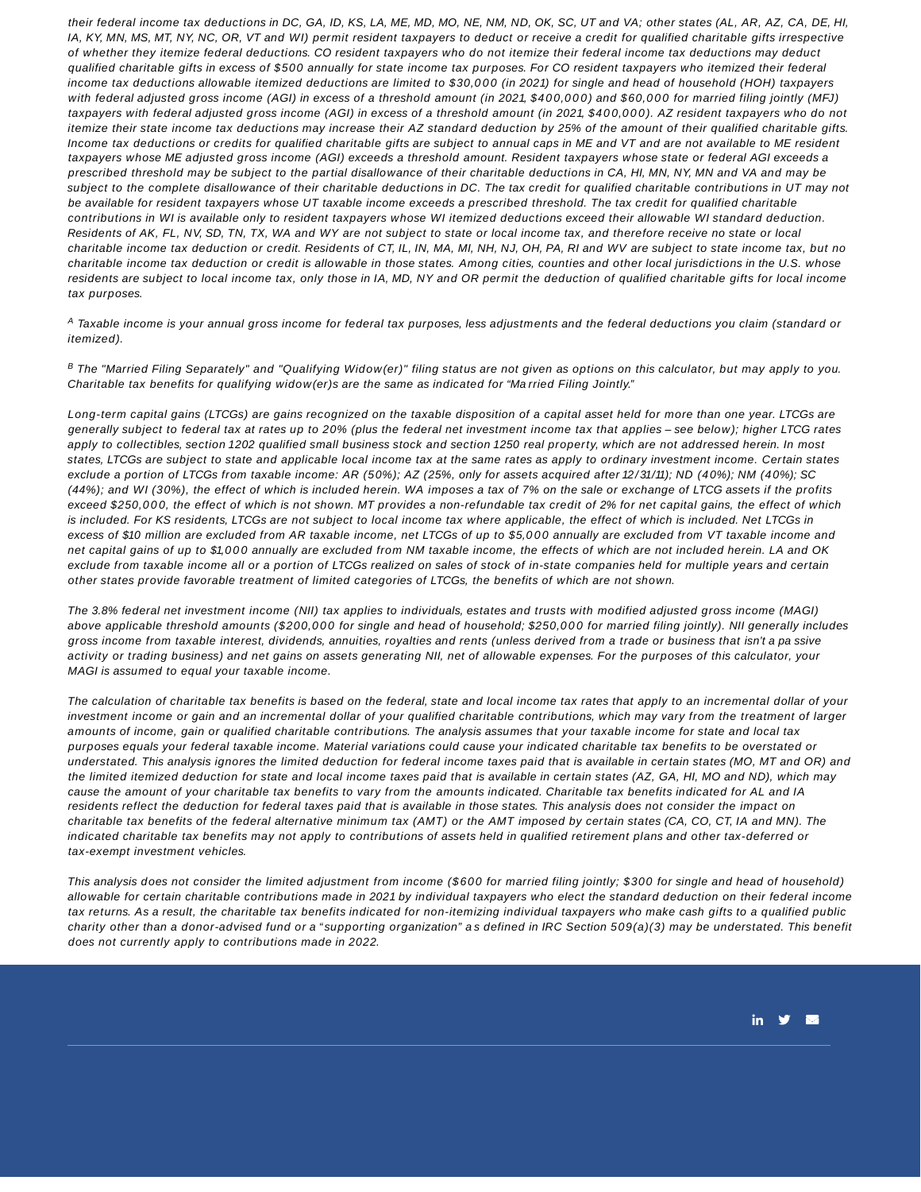*their federal income tax deductions in DC, GA, ID, KS, LA, ME, MD, MO, NE, NM, ND, OK, SC, UT and VA; other states (AL, AR, AZ, CA, DE, HI, IA, KY, MN, MS, MT, NY, NC, OR, VT and WI) permit resident taxpayers to deduct or receive a credit for qualified charitable gifts irrespective of whether they itemize federal deductions. CO resident taxpayers who do not itemize their federal income tax deductions may deduct qualified charitable gifts in excess of $500 annually for state income tax purposes. For CO resident taxpayers who itemized their federal income tax deductions allowable itemized deductions are limited to $30,000 (in 2021) for single and head of household (HOH) taxpayers with federal adjusted gross income (AGI) in excess of a threshold amount (in 2021, $400,000) and $60,000 for married filing jointly (MFJ) taxpayers with federal adjusted gross income (AGI) in excess of a threshold amount (in 2021, $400,000). AZ resident taxpayers who do not itemize their state income tax deductions may increase their AZ standard deduction by 25% of the amount of their qualified charitable gifts. Income tax deductions or credits for qualified charitable gifts are subject to annual caps in ME and VT and are not available to ME resident taxpayers whose ME adjusted gross income (AGI) exceeds a threshold amount. Resident taxpayers whose state or federal AGI exceeds a prescribed threshold may be subject to the partial disallowance of their charitable deductions in CA, HI, MN, NY, MN and VA and may be subject to the complete disallowance of their charitable deductions in DC. The tax credit for qualified charitable contributions in UT may not be available for resident taxpayers whose UT taxable income exceeds a prescribed threshold. The tax credit for qualified charitable contributions in WI is available only to resident taxpayers whose WI itemized deductions exceed their allowable WI standard deduction. Residents of AK, FL, NV, SD, TN, TX, WA and WY are not subject to state or local income tax, and therefore receive no state or local charitable income tax deduction or credit. Residents of CT, IL, IN, MA, MI, NH, NJ, OH, PA, RI and WV are subject to state income tax, but no charitable income tax deduction or credit is allowable in those states. Among cities, counties and other local jurisdictions in the U.S. whose residents are subject to local income tax, only those in IA, MD, NY and OR permit the deduction of qualified charitable gifts for local income tax purposes.*

*[A] Taxable income is your annual gross income for federal tax purposes, less adjustments and the federal deductions you claim (standard or itemized).*

*[B] The "Married Filing Separately" and "Qualifying Widow(er)" filing status are not given as options on this calculator, but may apply to you. Charitable tax benefits for qualifying widow(er)s are the same as indicated for "Married Filing Jointly."*

*Long-term capital gains (LTCGs) are gains recognized on the taxable disposition of a capital asset held for more than one year. LTCGs are generally subject to federal tax at rates up to 20% (plus the federal net investment income tax that applies – see below); higher LTCG rates apply to collectibles, section 1202 qualified small business stock and section 1250 real property, which are not addressed herein. In most states, LTCGs are subject to state and applicable local income tax at the same rates as apply to ordinary investment income. Certain states exclude a portion of LTCGs from taxable income: AR (50%); AZ (25%, only for assets acquired after 12/31/11); ND (40%); NM (40%); SC (44%); and WI (30%), the effect of which is included herein. WA imposes a tax of 7% on the sale or exchange of LTCG assets if the profits exceed $250,000, the effect of which is not shown. MT provides a non-refundable tax credit of 2% for net capital gains, the effect of which is included. For KS residents, LTCGs are not subject to local income tax where applicable, the effect of which is included. Net LTCGs in excess of $10 million are excluded from AR taxable income, net LTCGs of up to $5,000 annually are excluded from VT taxable income and net capital gains of up to $1,000 annually are excluded from NM taxable income, the effects of which are not included herein. LA and OK exclude from taxable income all or a portion of LTCGs realized on sales of stock of in-state companies held for multiple years and certain other states provide favorable treatment of limited categories of LTCGs, the benefits of which are not shown.*

*The 3.8% federal net investment income (NII) tax applies to individuals, estates and trusts with modified adjusted gross income (MAGI) above applicable threshold amounts ($200,000 for single and head of household; $250,000 for married filing jointly). NII generally includes gross income from taxable interest, dividends, annuities, royalties and rents (unless derived from a trade or business that isn't a passive activity or trading business) and net gains on assets generating NII, net of allowable expenses. For the purposes of this calculator, your MAGI is assumed to equal your taxable income.*

*The calculation of charitable tax benefits is based on the federal, state and local income tax rates that apply to an incremental dollar of your investment income or gain and an incremental dollar of your qualified charitable contributions, which may vary from the treatment of larger amounts of income, gain or qualified charitable contributions. The analysis assumes that your taxable income for state and local tax purposes equals your federal taxable income. Material variations could cause your indicated charitable tax benefits to be overstated or understated. This analysis ignores the limited deduction for federal income taxes paid that is available in certain states (MO, MT and OR) and the limited itemized deduction for state and local income taxes paid that is available in certain states (AZ, GA, HI, MO and ND), which may cause the amount of your charitable tax benefits to vary from the amounts indicated. Charitable tax benefits indicated for AL and IA residents reflect the deduction for federal taxes paid that is available in those states. This analysis does not consider the impact on charitable tax benefits of the federal alternative minimum tax (AMT) or the AMT imposed by certain states (CA, CO, CT, IA and MN). The indicated charitable tax benefits may not apply to contributions of assets held in qualified retirement plans and other tax-deferred or tax-exempt investment vehicles.*

*This analysis does not consider the limited adjustment from income ($600 for married filing jointly; $300 for single and head of household) allowable for certain charitable contributions made in 2021 by individual taxpayers who elect the standard deduction on their federal income tax returns. As a result, the charitable tax benefits indicated for non-itemizing individual taxpayers who make cash gifts to a qualified public charity other than a donor-advised fund or a "supporting organization" as defined in IRC Section 509(a)(3) may be understated. This benefit does not currently apply to contributions made in 2022.*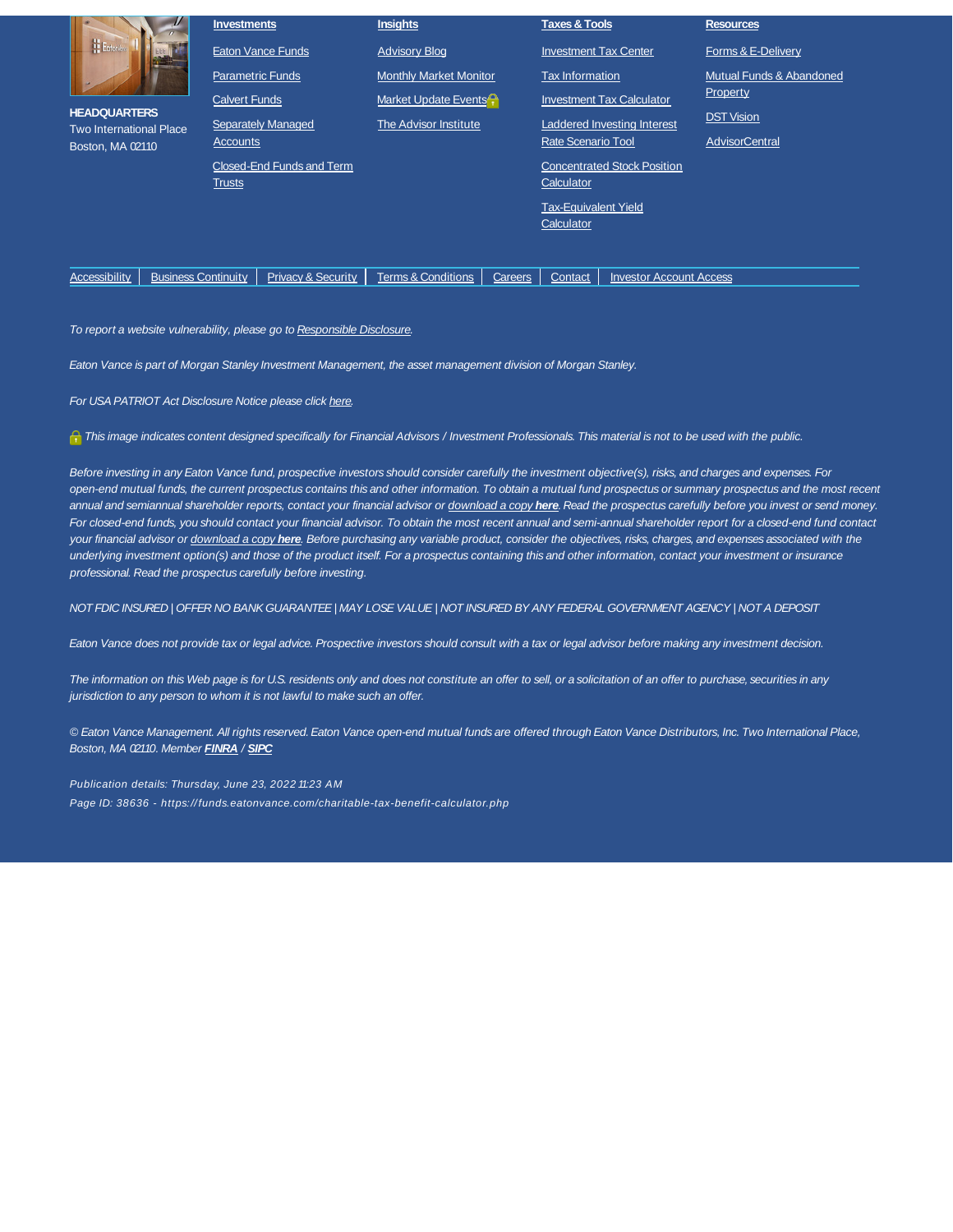**HEADQUARTERS**
Two International Place
Boston, MA 02110

**Investments**

- Eaton Vance Funds
- Parametric Funds
- Calvert Funds
- Separately Managed Accounts
- Closed-End Funds and Term Trusts

**Insights**

- Advisory Blog
- Monthly Market Monitor
- Market Update Events
- The Advisor Institute

**Taxes & Tools**

- Investment Tax Center
- Tax Information
- Investment Tax Calculator
- Laddered Investing Interest Rate Scenario Tool
- Concentrated Stock Position Calculator
- Tax-Equivalent Yield Calculator

**Resources**

- Forms & E-Delivery
- Mutual Funds & Abandoned Property
- DST Vision
- AdvisorCentral

Accessibility | Business Continuity | Privacy & Security | Terms & Conditions | Careers | Contact | Investor Account Access

*To report a website vulnerability, please go to Responsible Disclosure.*

*Eaton Vance is part of Morgan Stanley Investment Management, the asset management division of Morgan Stanley.*

*For USA PATRIOT Act Disclosure Notice please click here.*

*This image indicates content designed specifically for Financial Advisors / Investment Professionals. This material is not to be used with the public.*

*Before investing in any Eaton Vance fund, prospective investors should consider carefully the investment objective(s), risks, and charges and expenses. For open-end mutual funds, the current prospectus contains this and other information. To obtain a mutual fund prospectus or summary prospectus and the most recent annual and semiannual shareholder reports, contact your financial advisor or download a copy **here**. Read the prospectus carefully before you invest or send money. For closed-end funds, you should contact your financial advisor. To obtain the most recent annual and semi-annual shareholder report for a closed-end fund contact your financial advisor or download a copy **here**. Before purchasing any variable product, consider the objectives, risks, charges, and expenses associated with the underlying investment option(s) and those of the product itself. For a prospectus containing this and other information, contact your investment or insurance professional. Read the prospectus carefully before investing.*

*NOT FDIC INSURED | OFFER NO BANK GUARANTEE | MAY LOSE VALUE | NOT INSURED BY ANY FEDERAL GOVERNMENT AGENCY | NOT A DEPOSIT*

*Eaton Vance does not provide tax or legal advice. Prospective investors should consult with a tax or legal advisor before making any investment decision.*

*The information on this Web page is for U.S. residents only and does not constitute an offer to sell, or a solicitation of an offer to purchase, securities in any jurisdiction to any person to whom it is not lawful to make such an offer.*

*© Eaton Vance Management. All rights reserved. Eaton Vance open-end mutual funds are offered through Eaton Vance Distributors, Inc. Two International Place, Boston, MA 02110. Member **FINRA** / **SIPC***

*Publication details: Thursday, June 23, 2022 11:23 AM*
*Page ID: 38636 - https://funds.eatonvance.com/charitable-tax-benefit-calculator.php*